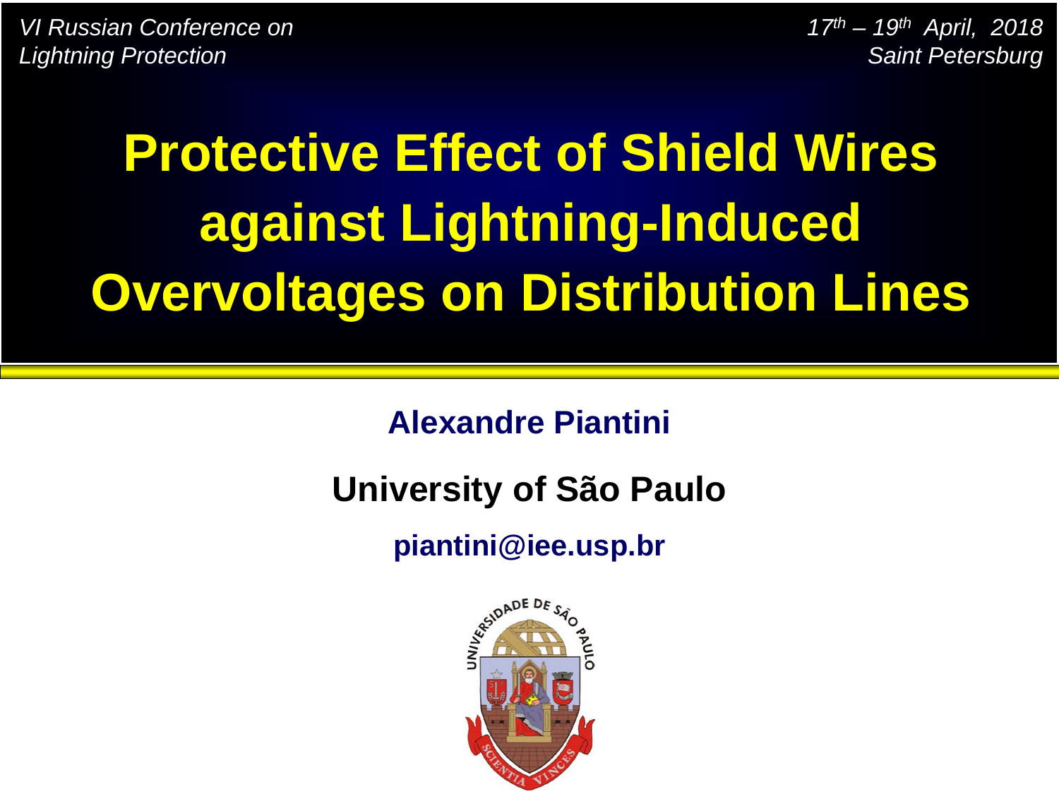*VI Russian Conference on Lightning Protection*

*17th – 19th April, 2018*
*Saint Petersburg*

# Protective Effect of Shield Wires against Lightning-Induced Overvoltages on Distribution Lines

**Alexandre Piantini**

**University of São Paulo**

**piantini@iee.usp.br**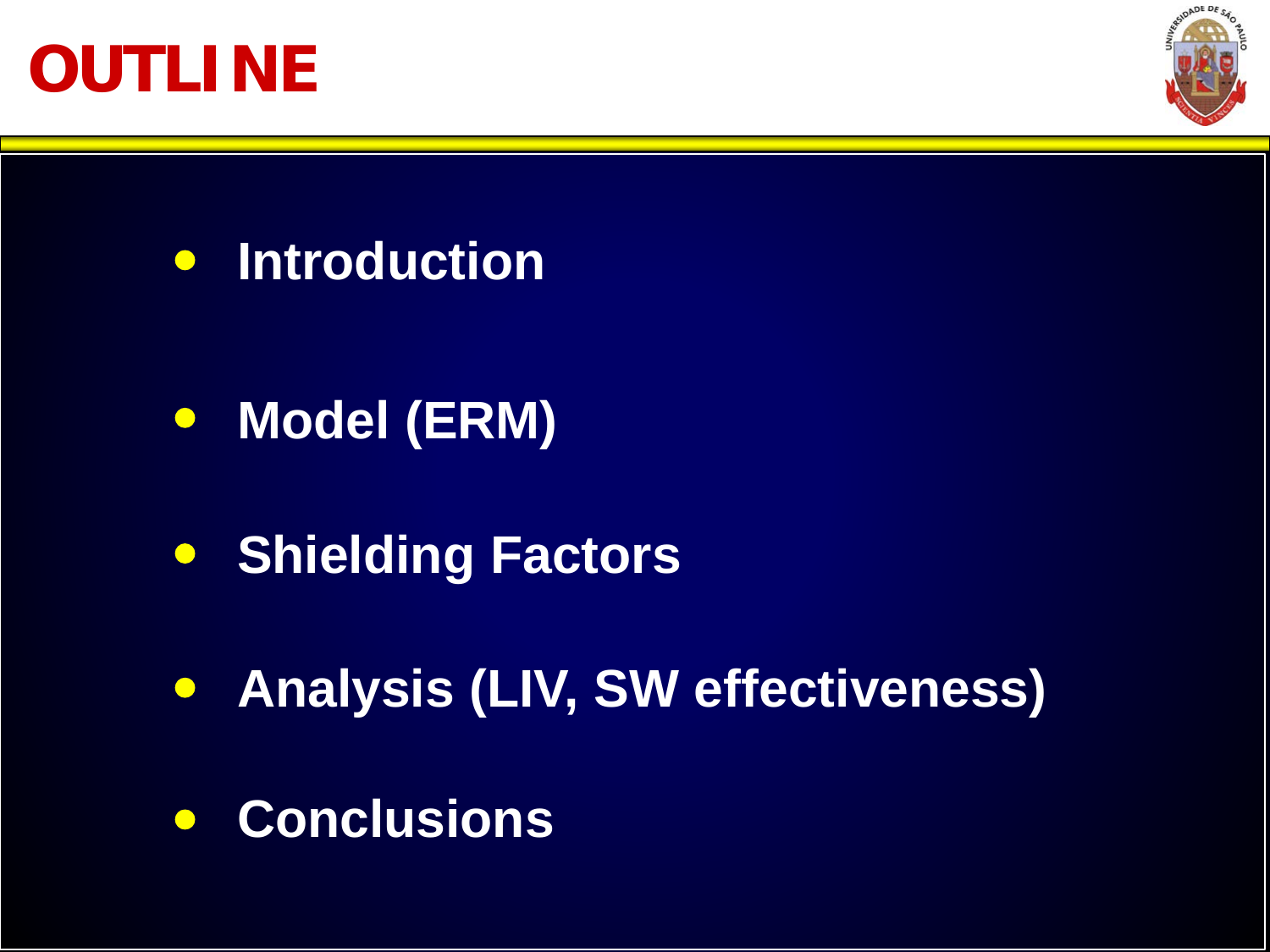# OUTLINE

- **Introduction**
- **Model (ERM)**
- **Shielding Factors**
- **Analysis (LIV, SW effectiveness)**
- **Conclusions**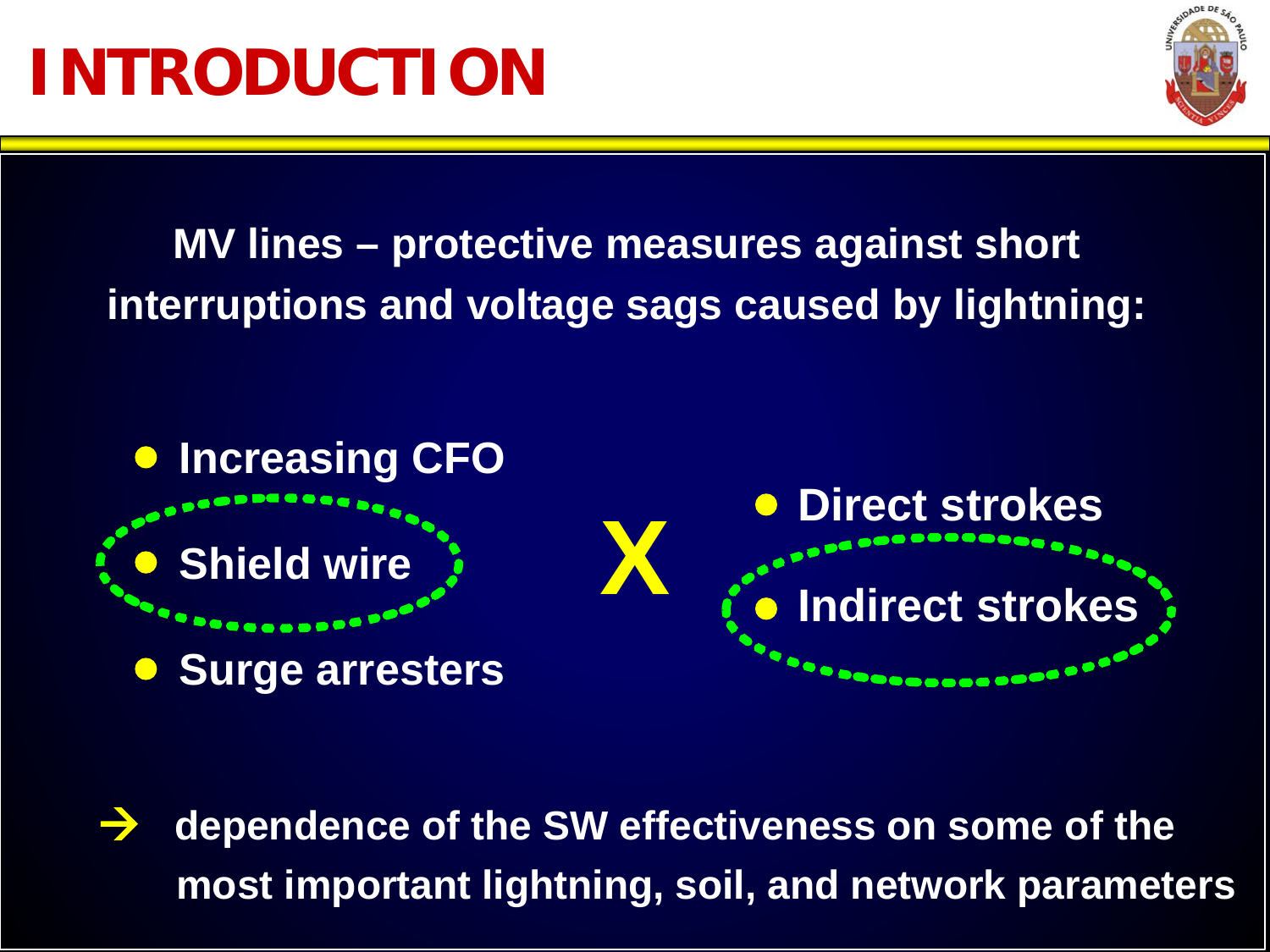# INTRODUCTION

**MV lines – protective measures against short interruptions and voltage sags caused by lightning:**

- **Increasing CFO**
- **Shield wire**
- **Surge arresters**

**X**

- **Direct strokes**
- **Indirect strokes**

→ **dependence of the SW effectiveness on some of the most important lightning, soil, and network parameters**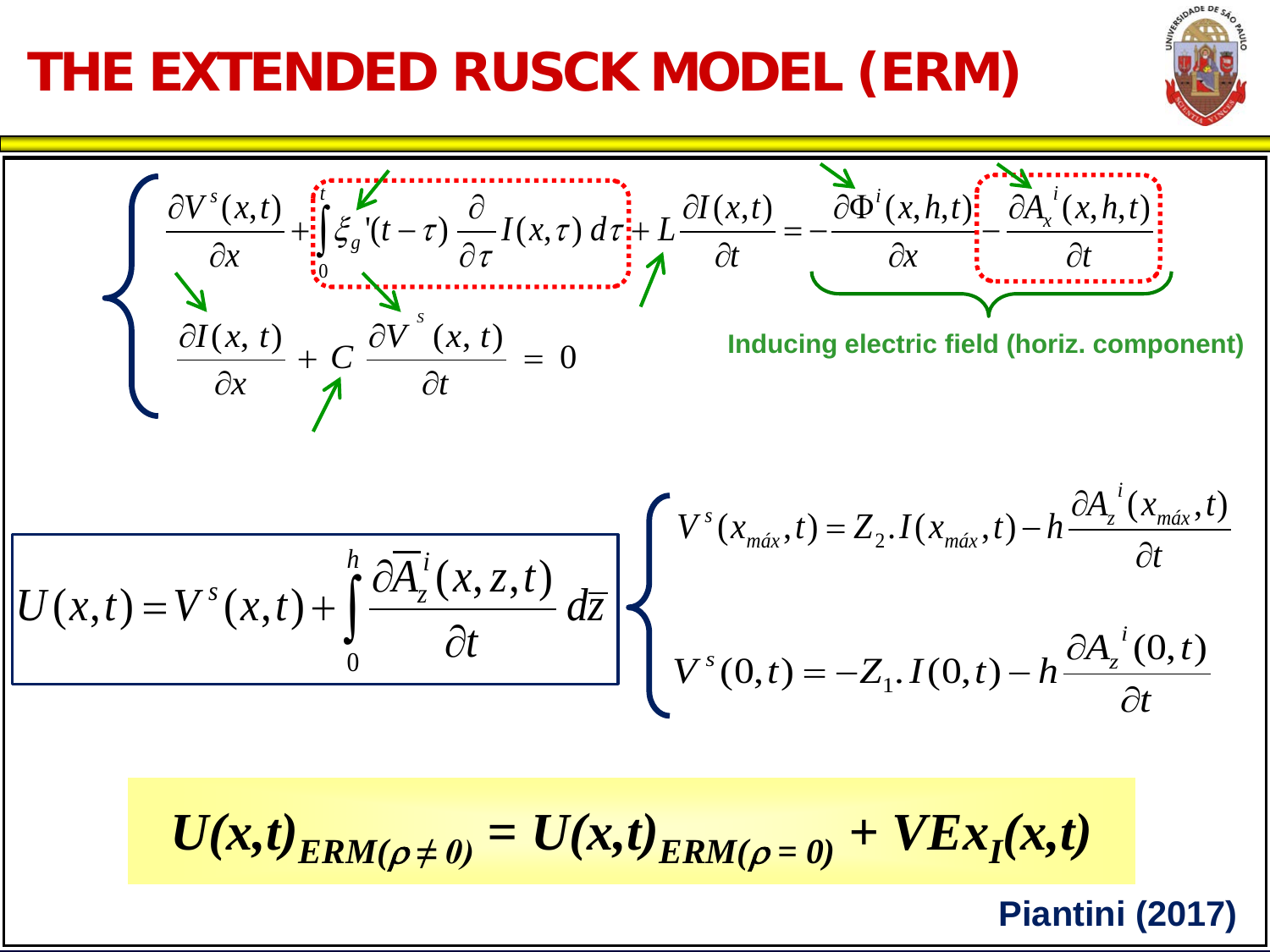# THE EXTENDED RUSCK MODEL (ERM)

$$
\begin{cases}
\dfrac{\partial V^s(x,t)}{\partial x} + \displaystyle\int_0^t \xi_g'(t-\tau)\,\frac{\partial}{\partial \tau} I(x,\tau)\,d\tau + L\frac{\partial I(x,t)}{\partial t} = -\dfrac{\partial \Phi^i(x,h,t)}{\partial x} - \dfrac{\partial A_x^{\,i}(x,h,t)}{\partial t} \\[2ex]
\dfrac{\partial I(x,\,t)}{\partial x} + C\,\dfrac{\partial V^s(x,\,t)}{\partial t} = 0
\end{cases}
$$

Inducing electric field (horiz. component)

$$
U(x,t) = V^s(x,t) + \int_0^h \frac{\partial \overline{A}_z^{\,i}(x,z,t)}{\partial t}\,d\overline{z}
$$

$$
\begin{cases}
V^s(x_{máx},t) = Z_2 . I(x_{máx},t) - h\dfrac{\partial A_z^{\,i}(x_{máx},t)}{\partial t} \\[2ex]
V^s(0,t) = -Z_1 . I(0,t) - h\dfrac{\partial A_z^{\,i}(0,t)}{\partial t}
\end{cases}
$$

$$
U(x,t)_{ERM(\rho \neq 0)} = U(x,t)_{ERM(\rho = 0)} + VEx_I(x,t)
$$

**Piantini (2017)**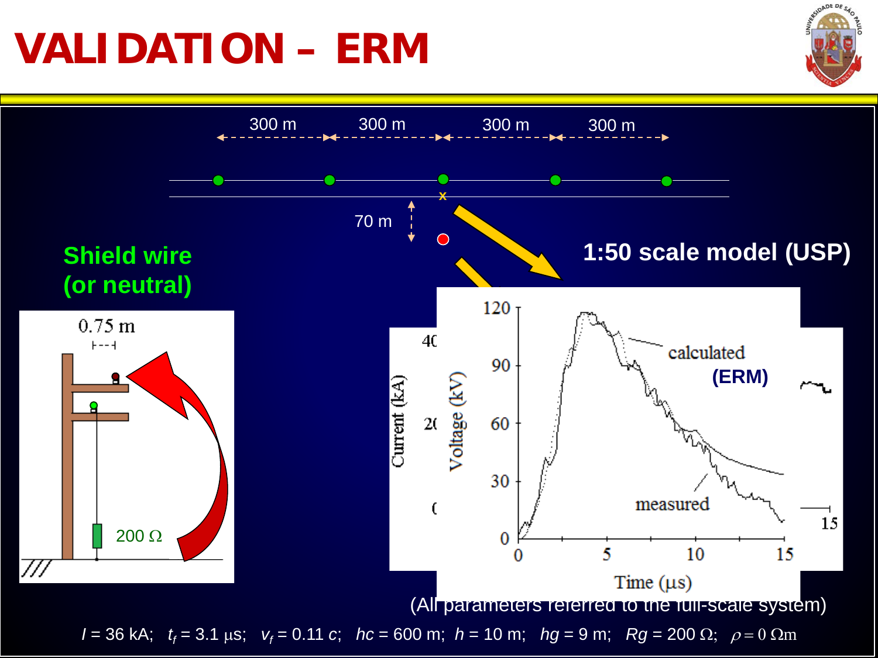# VALIDATION – ERM

300 m 300 m 300 m 300 m

70 m

**Shield wire (or neutral)**

0.75 m

200 Ω

**1:50 scale model (USP)**

calculated **(ERM)**

measured

Voltage (kV)

Time (μs)

(All parameters referred to the full-scale system)

$I$ = 36 kA; $t_f$ = 3.1 μs; $v_f$ = 0.11 $c$; $hc$ = 600 m; $h$ = 10 m; $hg$ = 9 m; $Rg$ = 200 Ω; $\rho = 0\ \Omega$m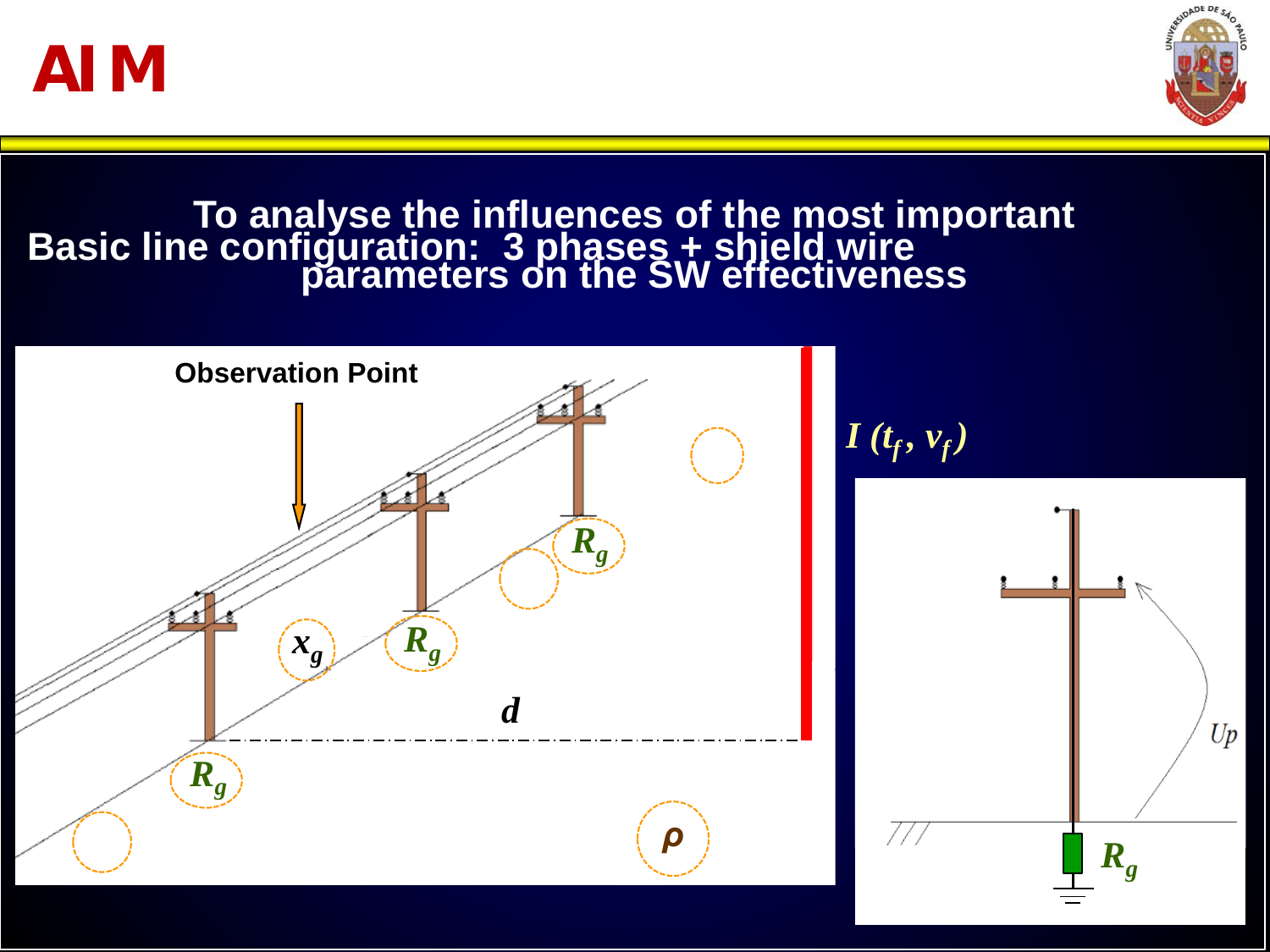Basic line configuration: 3 phases + shield wire

To analyse the influences of the most important parameters on the SW effectiveness

Observation Point

$x_g$

$R_g$

$R_g$

$R_g$

$d$

$\rho$

$I\ (t_f, v_f)$

$Up$

$R_g$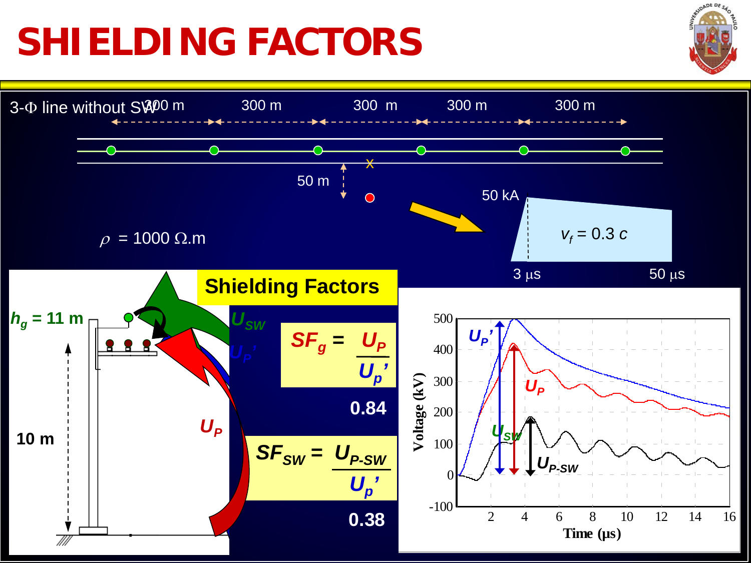# SHIELDING FACTORS

3-Φ line without SW

300 m | 300 m | 300 m | 300 m | 300 m

50 m

$\rho$ = 1000 Ω.m

50 kA

$v_f = 0.3\,c$

3 μs    50 μs

$h_g$ = 11 m

10 m

## Shielding Factors

$U_{SW}$

$U_P'$

$U_P$

$$SF_g = \frac{U_P}{U_p'}$$

0.84

$$SF_{SW} = \frac{U_{P\text{-}SW}}{U_p'}$$

0.38

Voltage (kV)

Time (μs)

$U_P'$

$U_P$

$U_{SW}$

$U_{P\text{-}SW}$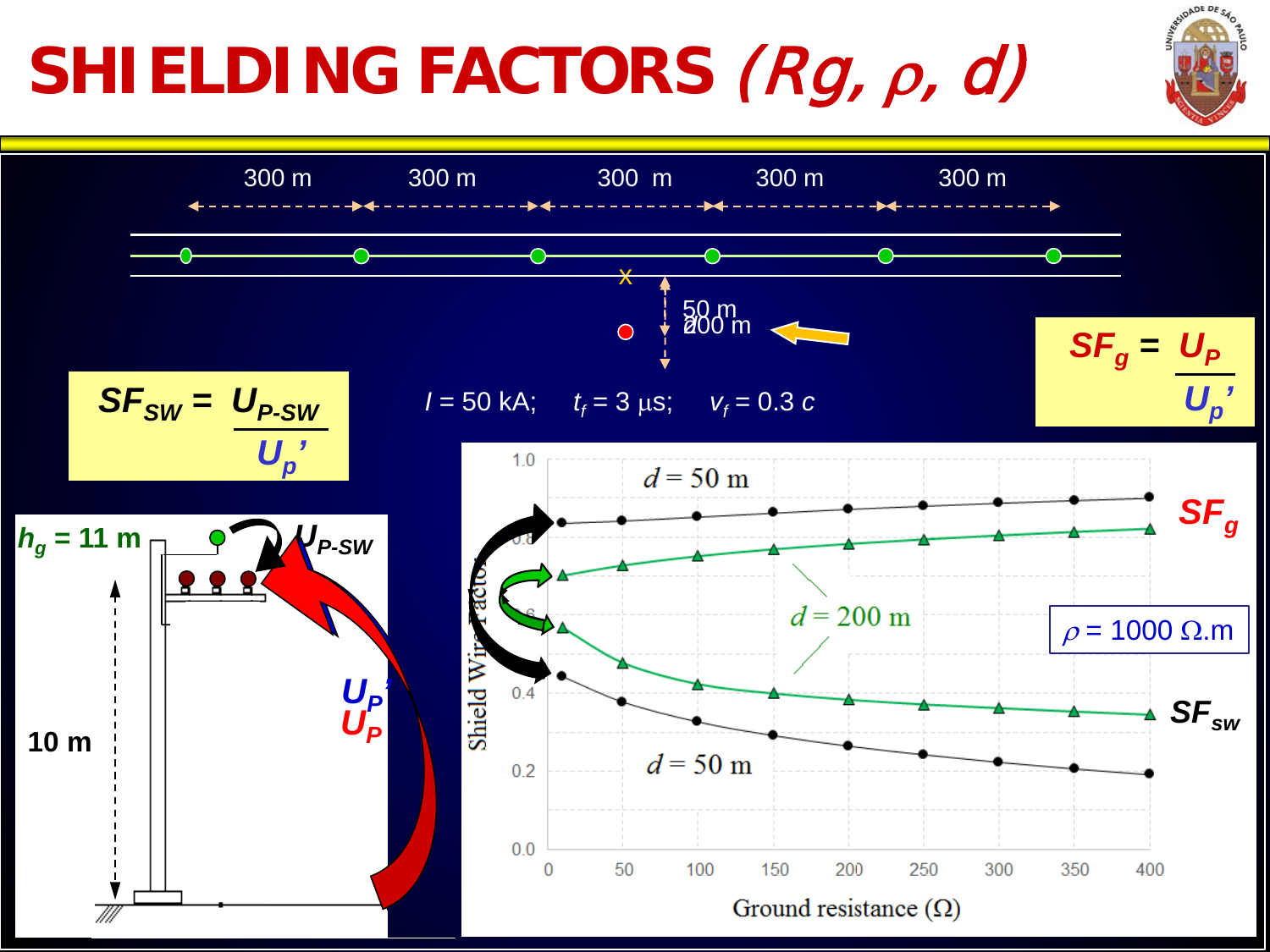# SHIELDING FACTORS *(Rg, ρ, d)*

300 m 300 m 300 m 300 m 300 m

50 m / 200 m

$I$ = 50 kA; $t_f$ = 3 μs; $v_f$ = 0.3 $c$

$$SF_{SW} = \frac{U_{P\text{-}SW}}{U_p'}$$

$$SF_g = \frac{U_P}{U_p'}$$

$h_g$ = 11 m

$U_{P\text{-}SW}$

$U_P'$

$U_P$

10 m

$\rho$ = 1000 Ω.m

$SF_g$

$SF_{sw}$

$d$ = 50 m

$d$ = 200 m

$d$ = 50 m

Shield Wire Factor

Ground resistance (Ω)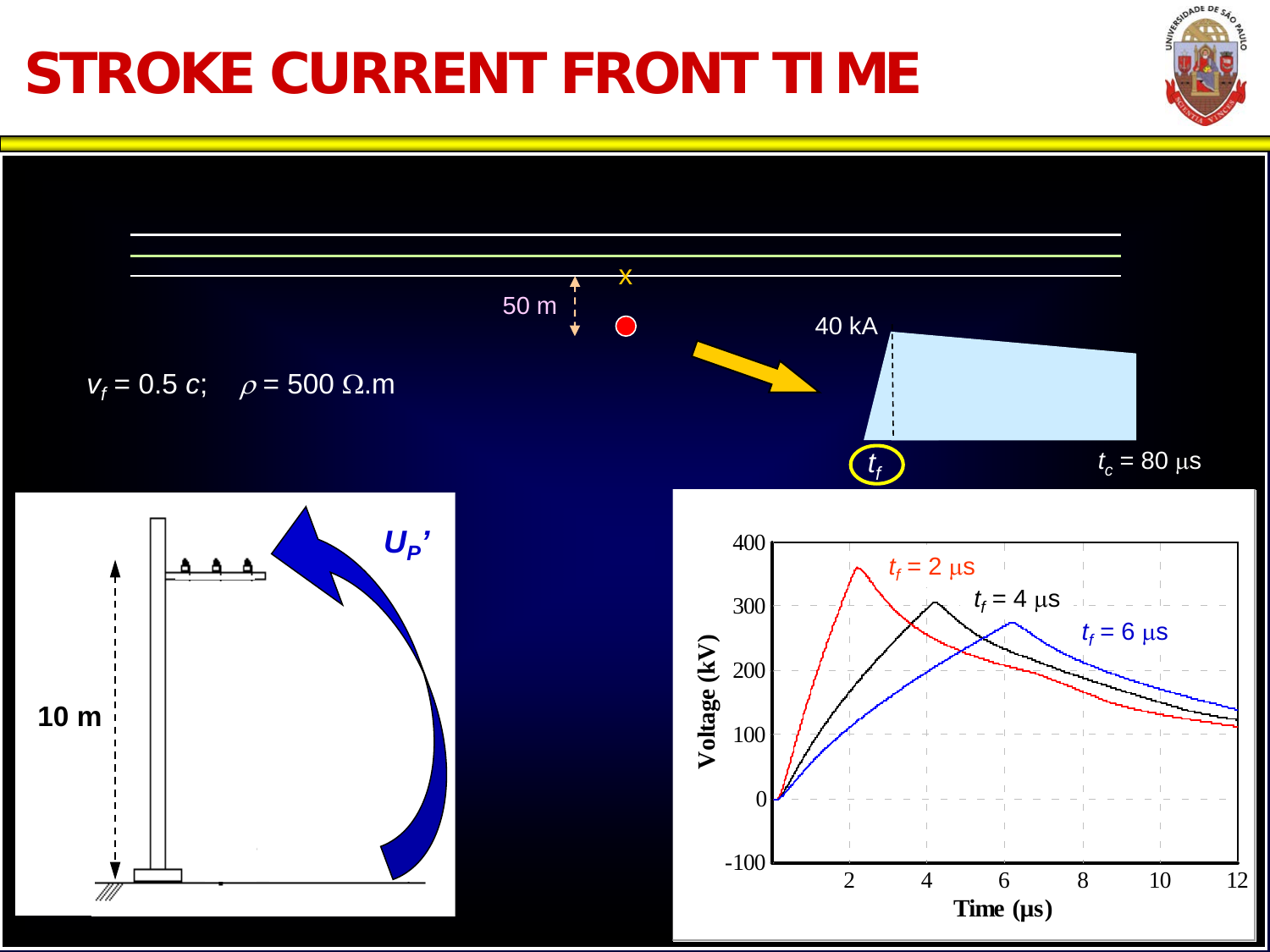# STROKE CURRENT FRONT TIME

50 m

$v_f = 0.5\,c$; $\rho = 500\ \Omega$.m

40 kA

$t_f$

$t_c = 80\ \mu$s

10 m

$U_P'$

$t_f = 2\ \mu$s

$t_f = 4\ \mu$s

$t_f = 6\ \mu$s

Voltage (kV)

Time (μs)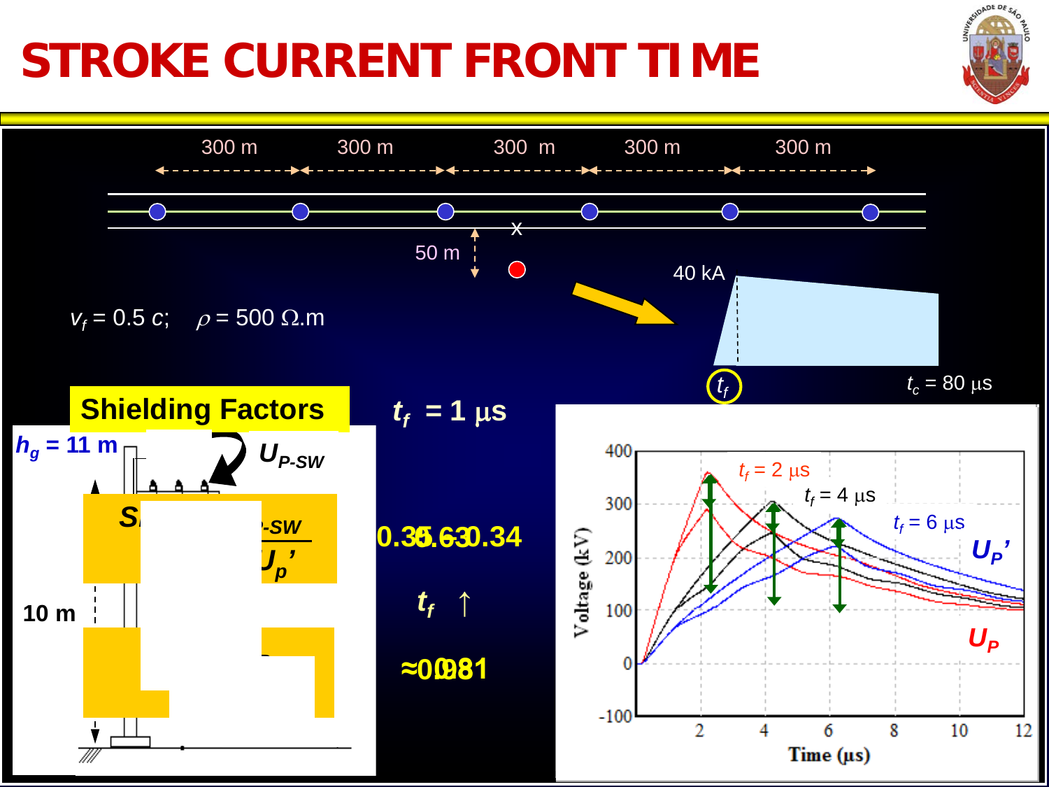# STROKE CURRENT FRONT TIME

300 m 300 m 300 m 300 m 300 m

50 m

$v_f = 0.5\ c$; $\rho = 500\ \Omega.\text{m}$

40 kA

$t_f$

$t_c = 80\ \mu\text{s}$

**Shielding Factors**

$h_g = 11$ m

$U_{P\text{-}SW}$

10 m

$t_f = 1\ \mu\text{s}$

0.35 0.63 0.34

$t_f\ \uparrow$

≈0.081

$t_f = 2\ \mu\text{s}$

$t_f = 4\ \mu\text{s}$

$t_f = 6\ \mu\text{s}$

$U_P'$

$U_P$

Voltage (kV)

Time (μs)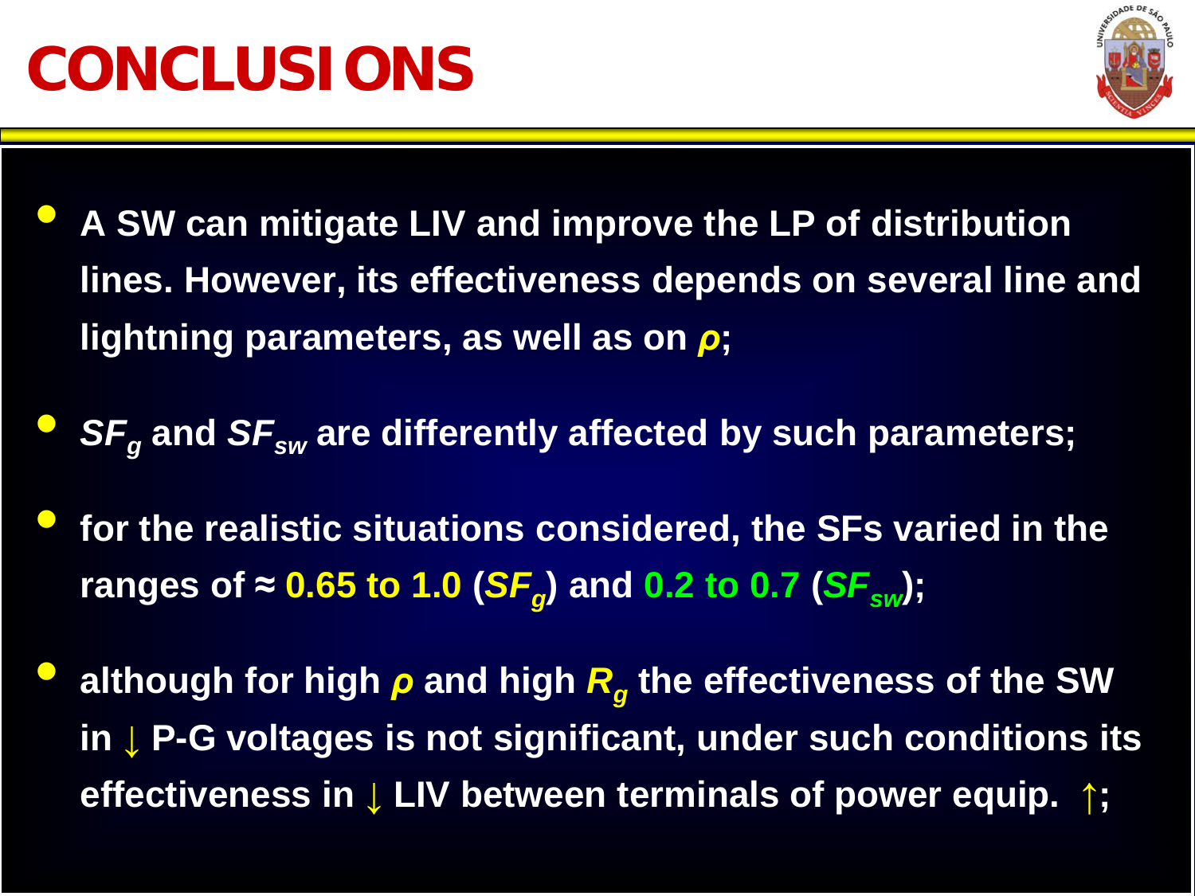# CONCLUSIONS

- A SW can mitigate LIV and improve the LP of distribution lines. However, its effectiveness depends on several line and lightning parameters, as well as on *ρ*;
- $SF_g$ and $SF_{sw}$ are differently affected by such parameters;
- for the realistic situations considered, the SFs varied in the ranges of ≈ 0.65 to 1.0 ($SF_g$) and 0.2 to 0.7 ($SF_{sw}$);
- although for high *ρ* and high $R_g$ the effectiveness of the SW in ↓ P-G voltages is not significant, under such conditions its effectiveness in ↓ LIV between terminals of power equip. ↑;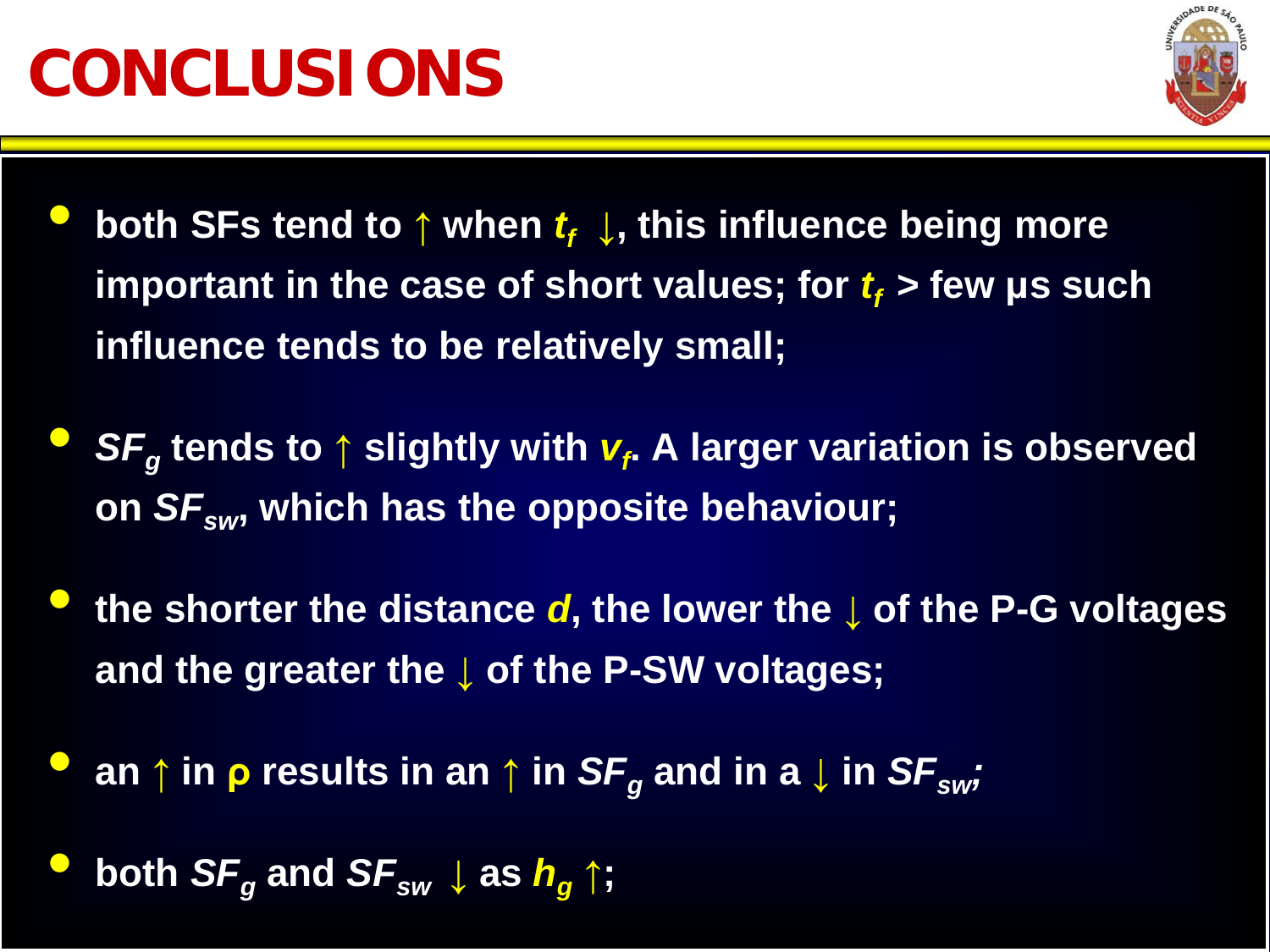# CONCLUSIONS

- both SFs tend to ↑ when $t_f$ ↓, this influence being more important in the case of short values; for $t_f$ > few μs such influence tends to be relatively small;
- $SF_g$ tends to ↑ slightly with $v_f$. A larger variation is observed on $SF_{sw}$, which has the opposite behaviour;
- the shorter the distance $d$, the lower the ↓ of the P-G voltages and the greater the ↓ of the P-SW voltages;
- an ↑ in ρ results in an ↑ in $SF_g$ and in a ↓ in $SF_{sw}$;
- both $SF_g$ and $SF_{sw}$ ↓ as $h_g$ ↑;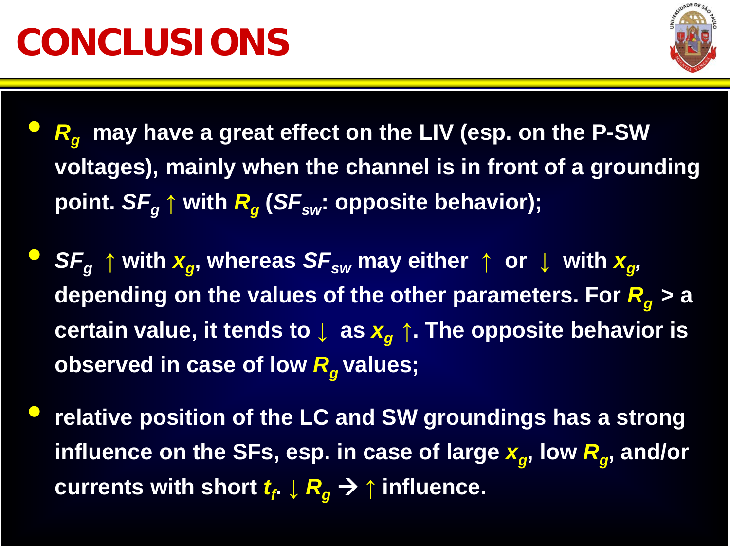# CONCLUSIONS

- $R_g$ may have a great effect on the LIV (esp. on the P-SW voltages), mainly when the channel is in front of a grounding point. $SF_g$ ↑ with $R_g$ ($SF_{sw}$: opposite behavior);
- $SF_g$ ↑ with $x_g$, whereas $SF_{sw}$ may either ↑ or ↓ with $x_g$, depending on the values of the other parameters. For $R_g$ > a certain value, it tends to ↓ as $x_g$ ↑. The opposite behavior is observed in case of low $R_g$ values;
- relative position of the LC and SW groundings has a strong influence on the SFs, esp. in case of large $x_g$, low $R_g$, and/or currents with short $t_f$. ↓ $R_g$ → ↑ influence.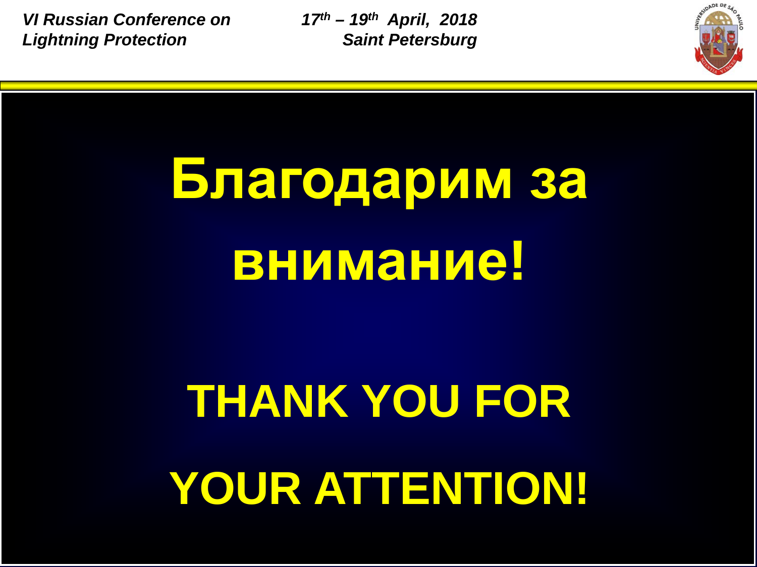# Благодарим за внимание!

# THANK YOU FOR YOUR ATTENTION!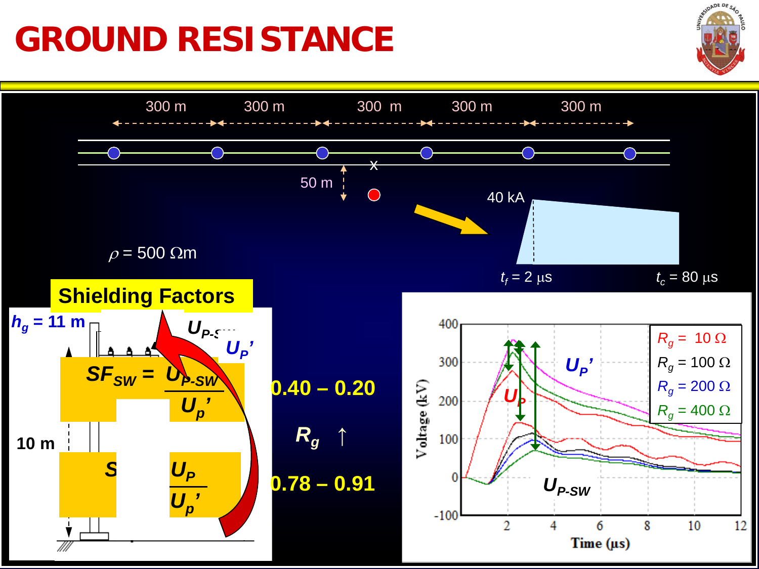# GROUND RESISTANCE

300 m | 300 m | 300 m | 300 m | 300 m

50 m

$\rho$ = 500 Ωm

40 kA

$t_f$ = 2 μs

$t_c$ = 80 μs

**Shielding Factors**

$h_g$ = 11 m

10 m

$$SF_{SW} = \frac{U_{P\text{-}SW}}{U_p'}$$

**0.40 – 0.20**

$R_g$ ↑

**0.78 – 0.91**

$$S \quad \frac{U_P}{U_p'}$$

$U_P'$

$U_P$

$U_{P\text{-}SW}$

$R_g$ = 10 Ω

$R_g$ = 100 Ω

$R_g$ = 200 Ω

$R_g$ = 400 Ω

Voltage (kV)

Time (μs)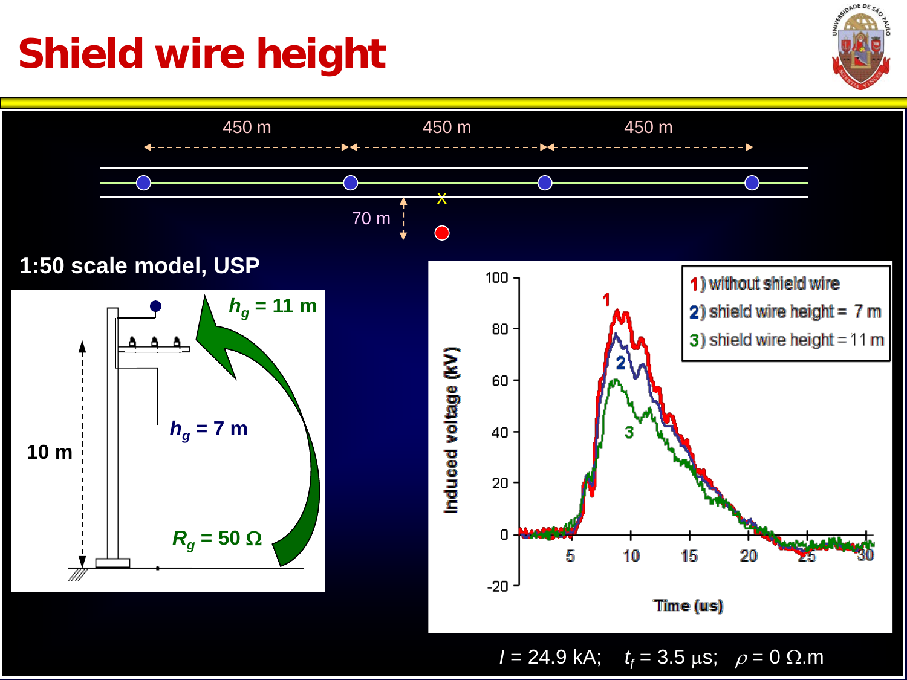# Shield wire height

450 m 450 m 450 m

70 m

1:50 scale model, USP

$h_g$ = 11 m

$h_g$ = 7 m

10 m

$R_g$ = 50 Ω

1) without shield wire
2) shield wire height = 7 m
3) shield wire height = 11 m

Induced voltage (kV)

Time (us)

$I$ = 24.9 kA; $t_f$ = 3.5 μs; $\rho$ = 0 Ω.m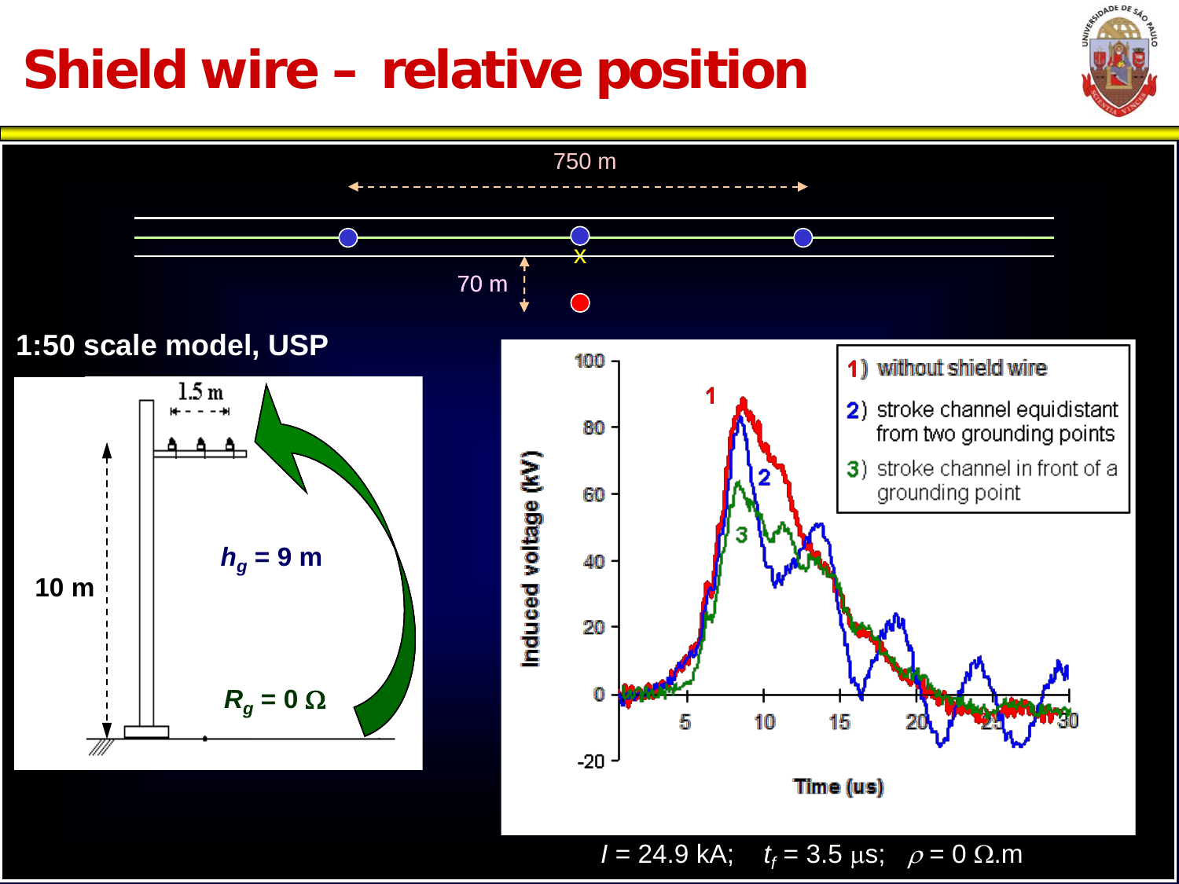# Shield wire – relative position

750 m

70 m

## 1:50 scale model, USP

1.5 m

10 m

$h_g$ = 9 m

$R_g$ = 0 Ω

1) without shield wire

2) stroke channel equidistant from two grounding points

3) stroke channel in front of a grounding point

Induced voltage (kV)

Time (us)

$I$ = 24.9 kA; $t_f$ = 3.5 μs; $\rho$ = 0 Ω.m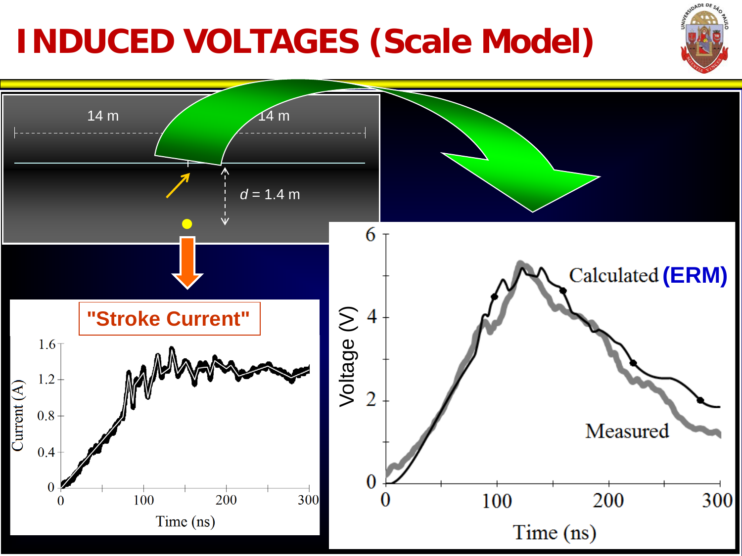# INDUCED VOLTAGES (Scale Model)

14 m

14 m

$d$ = 1.4 m

"Stroke Current"

1.6

1.2

0.8

0.4

0

Current (A)

0

100

200

300

Time (ns)

6

4

2

0

Voltage (V)

Calculated (ERM)

Measured

0

100

200

300

Time (ns)